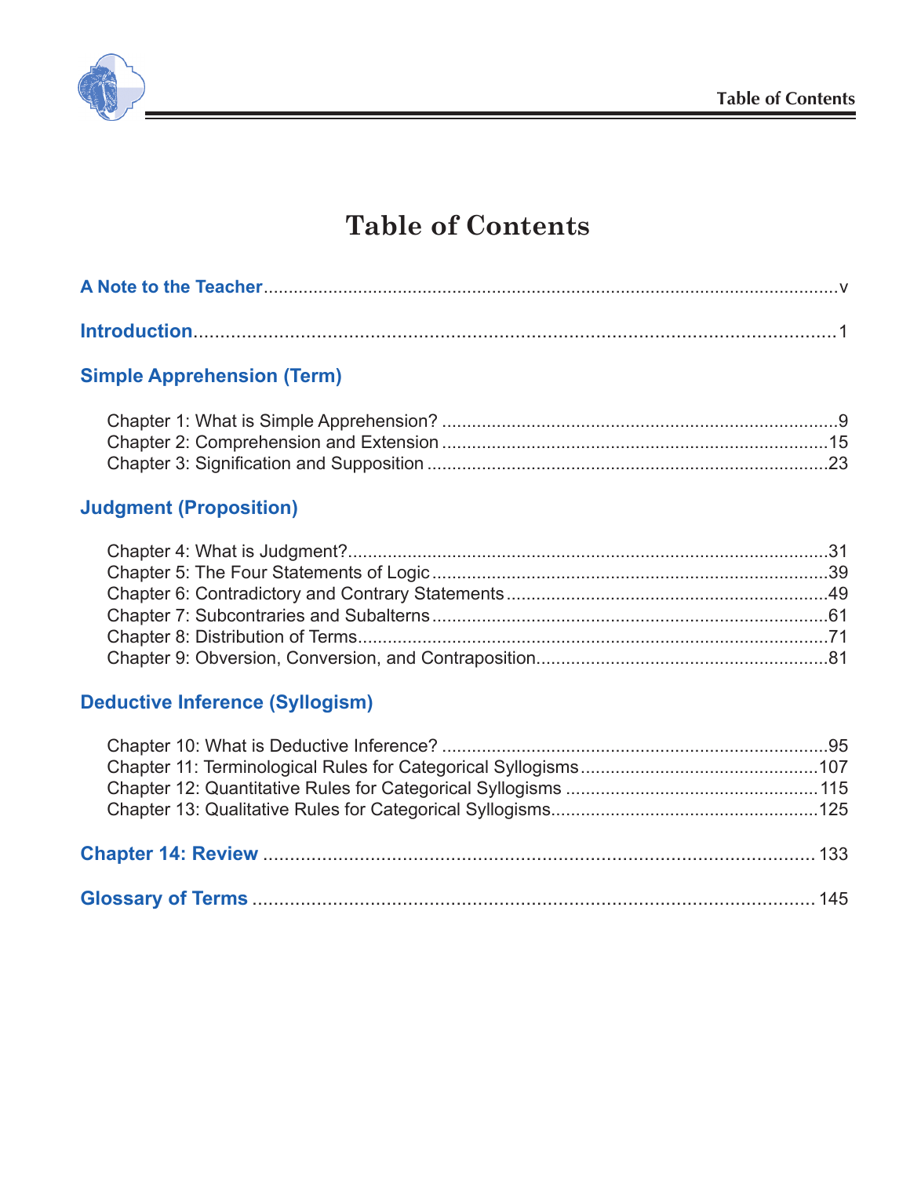# Table of Contents

**A Note to the Teacher** ........ v

**Introduction** ........ 1

## Simple Apprehension (Term)

Chapter 1: What is Simple Apprehension? ........ 9
Chapter 2: Comprehension and Extension ........ 15
Chapter 3: Signification and Supposition ........ 23

## Judgment (Proposition)

Chapter 4: What is Judgment? ........ 31
Chapter 5: The Four Statements of Logic ........ 39
Chapter 6: Contradictory and Contrary Statements ........ 49
Chapter 7: Subcontraries and Subalterns ........ 61
Chapter 8: Distribution of Terms ........ 71
Chapter 9: Obversion, Conversion, and Contraposition ........ 81

## Deductive Inference (Syllogism)

Chapter 10: What is Deductive Inference? ........ 95
Chapter 11: Terminological Rules for Categorical Syllogisms ........ 107
Chapter 12: Quantitative Rules for Categorical Syllogisms ........ 115
Chapter 13: Qualitative Rules for Categorical Syllogisms ........ 125

**Chapter 14: Review** ........ 133

**Glossary of Terms** ........ 145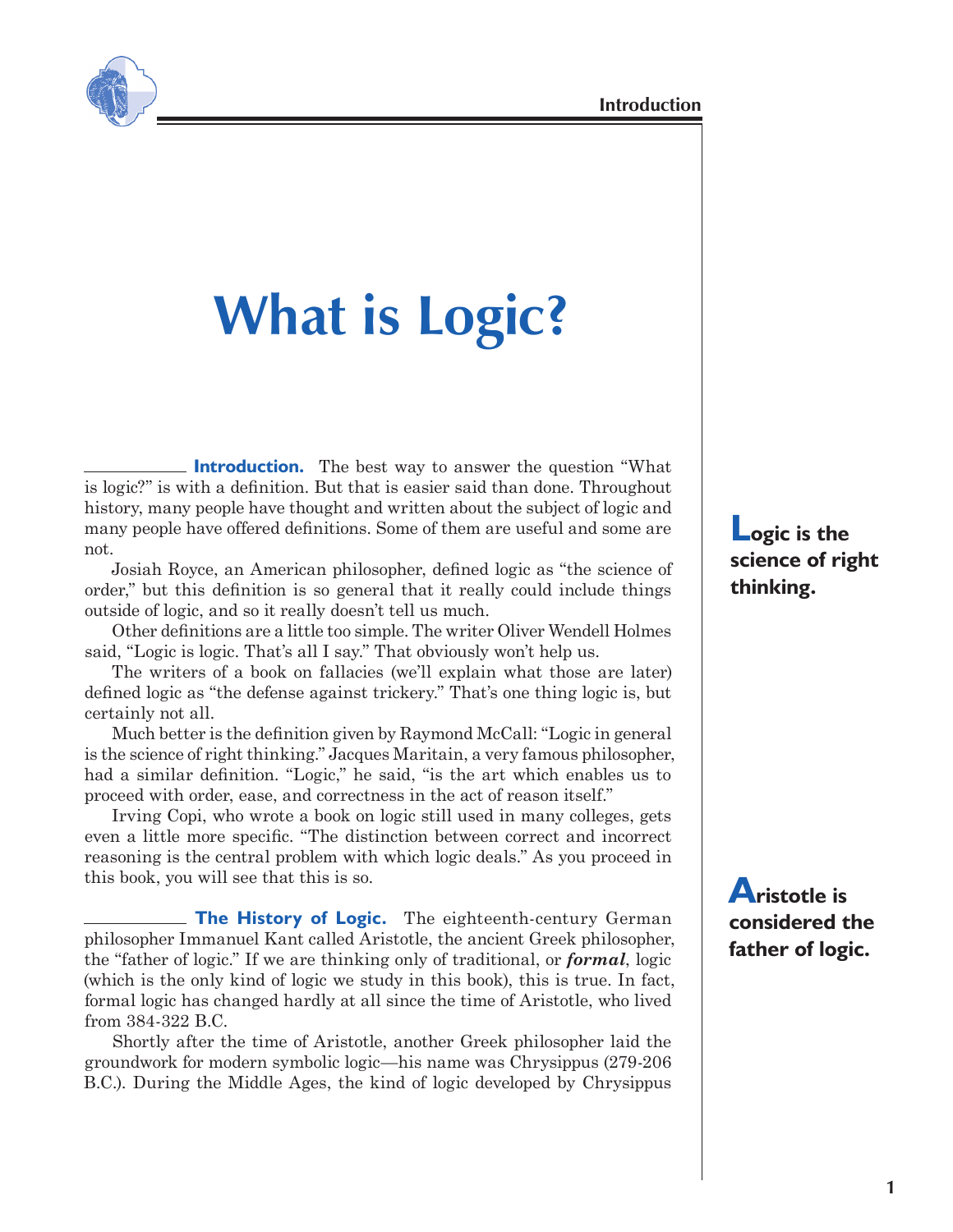# What is Logic?

**Introduction.** The best way to answer the question "What is logic?" is with a definition. But that is easier said than done. Throughout history, many people have thought and written about the subject of logic and many people have offered definitions. Some of them are useful and some are not.

Josiah Royce, an American philosopher, defined logic as "the science of order," but this definition is so general that it really could include things outside of logic, and so it really doesn't tell us much.

Other definitions are a little too simple. The writer Oliver Wendell Holmes said, "Logic is logic. That's all I say." That obviously won't help us.

The writers of a book on fallacies (we'll explain what those are later) defined logic as "the defense against trickery." That's one thing logic is, but certainly not all.

Much better is the definition given by Raymond McCall: "Logic in general is the science of right thinking." Jacques Maritain, a very famous philosopher, had a similar definition. "Logic," he said, "is the art which enables us to proceed with order, ease, and correctness in the act of reason itself."

**Logic is the science of right thinking.**

Irving Copi, who wrote a book on logic still used in many colleges, gets even a little more specific. "The distinction between correct and incorrect reasoning is the central problem with which logic deals." As you proceed in this book, you will see that this is so.

**The History of Logic.** The eighteenth-century German philosopher Immanuel Kant called Aristotle, the ancient Greek philosopher, the "father of logic." If we are thinking only of traditional, or ***formal***, logic (which is the only kind of logic we study in this book), this is true. In fact, formal logic has changed hardly at all since the time of Aristotle, who lived from 384-322 B.C.

**Aristotle is considered the father of logic.**

Shortly after the time of Aristotle, another Greek philosopher laid the groundwork for modern symbolic logic—his name was Chrysippus (279-206 B.C.). During the Middle Ages, the kind of logic developed by Chrysippus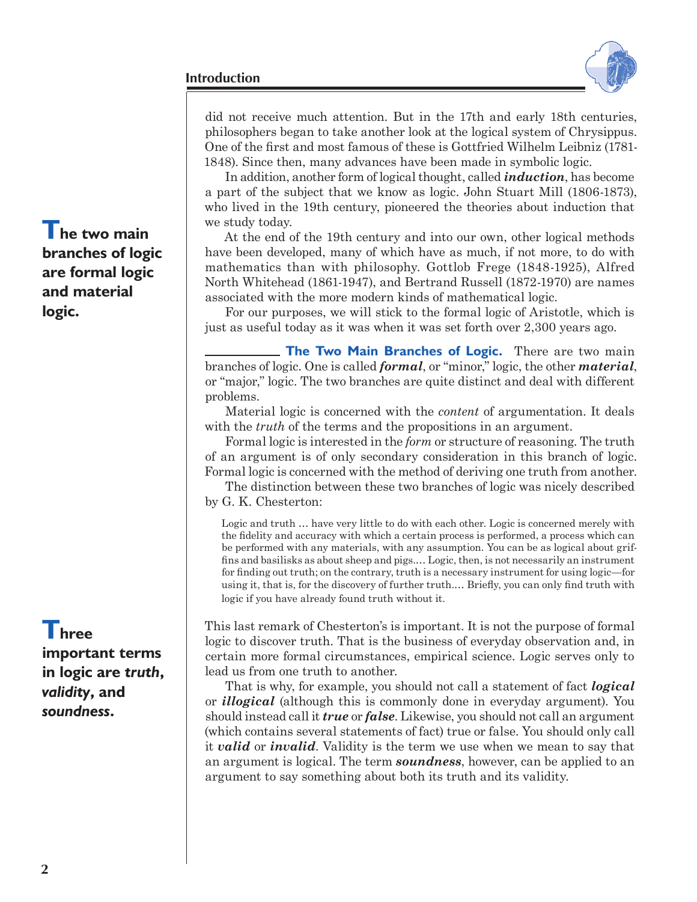did not receive much attention. But in the 17th and early 18th centuries, philosophers began to take another look at the logical system of Chrysippus. One of the first and most famous of these is Gottfried Wilhelm Leibniz (1781-1848). Since then, many advances have been made in symbolic logic.

In addition, another form of logical thought, called ***induction***, has become a part of the subject that we know as logic. John Stuart Mill (1806-1873), who lived in the 19th century, pioneered the theories about induction that we study today.

At the end of the 19th century and into our own, other logical methods have been developed, many of which have as much, if not more, to do with mathematics than with philosophy. Gottlob Frege (1848-1925), Alfred North Whitehead (1861-1947), and Bertrand Russell (1872-1970) are names associated with the more modern kinds of mathematical logic.

For our purposes, we will stick to the formal logic of Aristotle, which is just as useful today as it was when it was set forth over 2,300 years ago.

**The two main branches of logic are formal logic and material logic.**

**The Two Main Branches of Logic.** There are two main branches of logic. One is called ***formal***, or "minor," logic, the other ***material***, or "major," logic. The two branches are quite distinct and deal with different problems.

Material logic is concerned with the *content* of argumentation. It deals with the *truth* of the terms and the propositions in an argument.

Formal logic is interested in the *form* or structure of reasoning. The truth of an argument is of only secondary consideration in this branch of logic. Formal logic is concerned with the method of deriving one truth from another.

The distinction between these two branches of logic was nicely described by G. K. Chesterton:

> Logic and truth … have very little to do with each other. Logic is concerned merely with the fidelity and accuracy with which a certain process is performed, a process which can be performed with any materials, with any assumption. You can be as logical about griffins and basilisks as about sheep and pigs.… Logic, then, is not necessarily an instrument for finding out truth; on the contrary, truth is a necessary instrument for using logic—for using it, that is, for the discovery of further truth.… Briefly, you can only find truth with logic if you have already found truth without it.

**Three important terms in logic are *truth*, *validity*, and *soundness*.**

This last remark of Chesterton's is important. It is not the purpose of formal logic to discover truth. That is the business of everyday observation and, in certain more formal circumstances, empirical science. Logic serves only to lead us from one truth to another.

That is why, for example, you should not call a statement of fact ***logical*** or ***illogical*** (although this is commonly done in everyday argument). You should instead call it ***true*** or ***false***. Likewise, you should not call an argument (which contains several statements of fact) true or false. You should only call it ***valid*** or ***invalid***. Validity is the term we use when we mean to say that an argument is logical. The term ***soundness***, however, can be applied to an argument to say something about both its truth and its validity.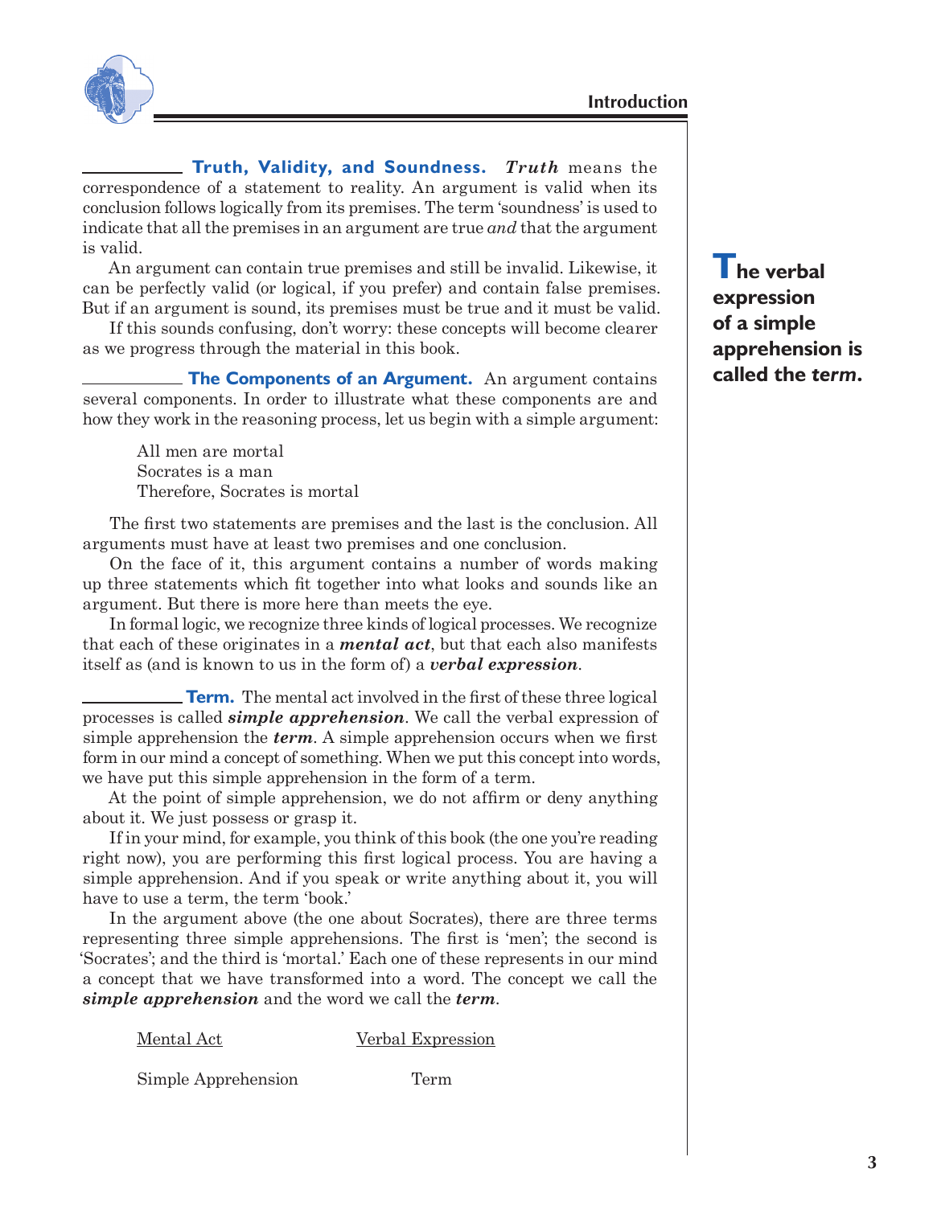**Truth, Validity, and Soundness.** ***Truth*** means the correspondence of a statement to reality. An argument is valid when its conclusion follows logically from its premises. The term 'soundness' is used to indicate that all the premises in an argument are true *and* that the argument is valid.

An argument can contain true premises and still be invalid. Likewise, it can be perfectly valid (or logical, if you prefer) and contain false premises. But if an argument is sound, its premises must be true and it must be valid.

If this sounds confusing, don't worry: these concepts will become clearer as we progress through the material in this book.

**The verbal expression of a simple apprehension is called the *term*.**

**The Components of an Argument.** An argument contains several components. In order to illustrate what these components are and how they work in the reasoning process, let us begin with a simple argument:

> All men are mortal
> Socrates is a man
> Therefore, Socrates is mortal

The first two statements are premises and the last is the conclusion. All arguments must have at least two premises and one conclusion.

On the face of it, this argument contains a number of words making up three statements which fit together into what looks and sounds like an argument. But there is more here than meets the eye.

In formal logic, we recognize three kinds of logical processes. We recognize that each of these originates in a ***mental act***, but that each also manifests itself as (and is known to us in the form of) a ***verbal expression***.

**Term.** The mental act involved in the first of these three logical processes is called ***simple apprehension***. We call the verbal expression of simple apprehension the ***term***. A simple apprehension occurs when we first form in our mind a concept of something. When we put this concept into words, we have put this simple apprehension in the form of a term.

At the point of simple apprehension, we do not affirm or deny anything about it. We just possess or grasp it.

If in your mind, for example, you think of this book (the one you're reading right now), you are performing this first logical process. You are having a simple apprehension. And if you speak or write anything about it, you will have to use a term, the term 'book.'

In the argument above (the one about Socrates), there are three terms representing three simple apprehensions. The first is 'men'; the second is 'Socrates'; and the third is 'mortal.' Each one of these represents in our mind a concept that we have transformed into a word. The concept we call the ***simple apprehension*** and the word we call the ***term***.

| Mental Act | Verbal Expression |
|---|---|
| Simple Apprehension | Term |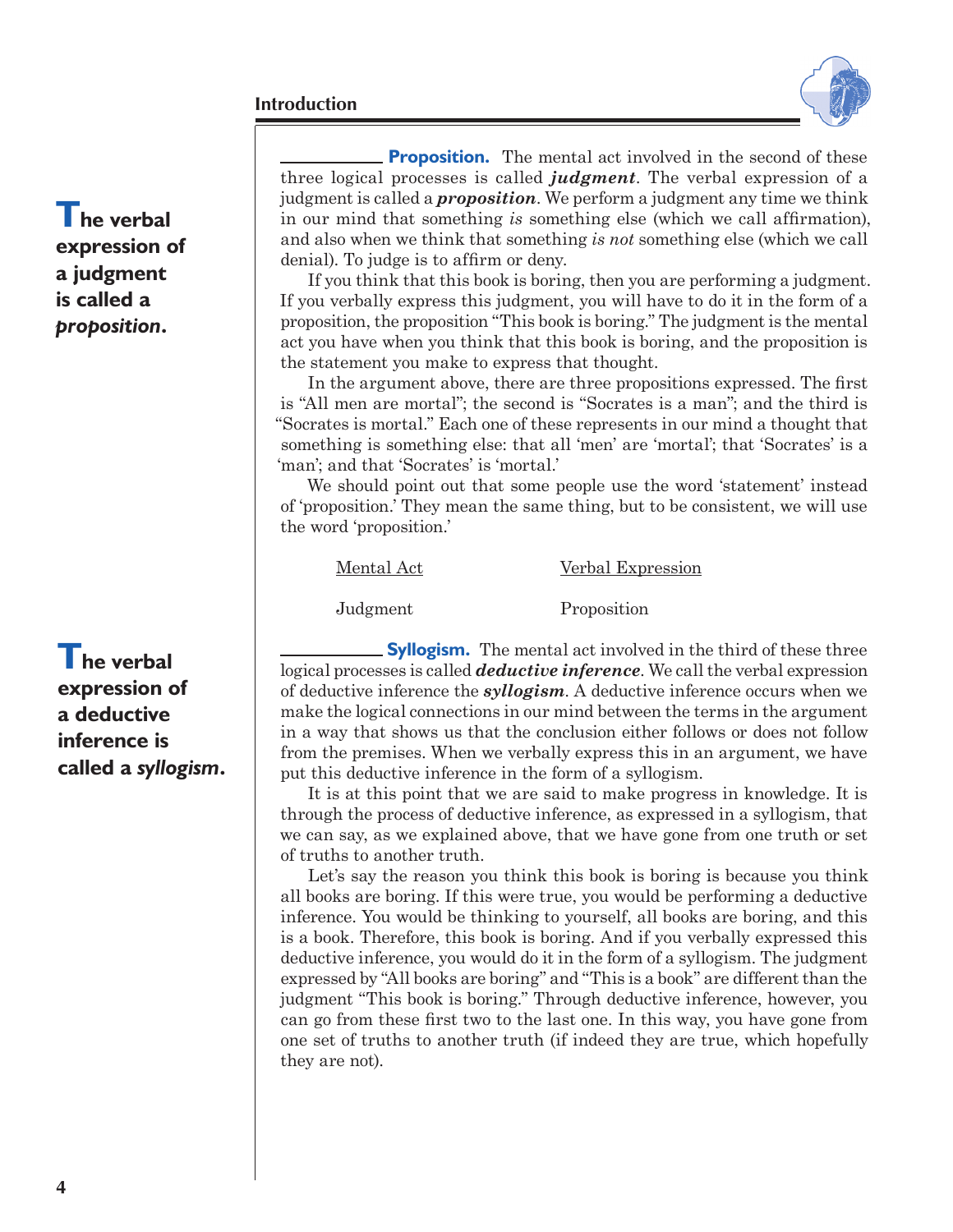**The verbal expression of a judgment is called a *proposition*.**

**The verbal expression of a deductive inference is called a *syllogism*.**

### Proposition.

The mental act involved in the second of these three logical processes is called ***judgment***. The verbal expression of a judgment is called a ***proposition***. We perform a judgment any time we think in our mind that something *is* something else (which we call affirmation), and also when we think that something *is not* something else (which we call denial). To judge is to affirm or deny.

If you think that this book is boring, then you are performing a judgment. If you verbally express this judgment, you will have to do it in the form of a proposition, the proposition "This book is boring." The judgment is the mental act you have when you think that this book is boring, and the proposition is the statement you make to express that thought.

In the argument above, there are three propositions expressed. The first is "All men are mortal"; the second is "Socrates is a man"; and the third is "Socrates is mortal." Each one of these represents in our mind a thought that something is something else: that all 'men' are 'mortal'; that 'Socrates' is a 'man'; and that 'Socrates' is 'mortal.'

We should point out that some people use the word 'statement' instead of 'proposition.' They mean the same thing, but to be consistent, we will use the word 'proposition.'

| Mental Act | Verbal Expression |
|---|---|
| Judgment | Proposition |

### Syllogism.

The mental act involved in the third of these three logical processes is called ***deductive inference***. We call the verbal expression of deductive inference the ***syllogism***. A deductive inference occurs when we make the logical connections in our mind between the terms in the argument in a way that shows us that the conclusion either follows or does not follow from the premises. When we verbally express this in an argument, we have put this deductive inference in the form of a syllogism.

It is at this point that we are said to make progress in knowledge. It is through the process of deductive inference, as expressed in a syllogism, that we can say, as we explained above, that we have gone from one truth or set of truths to another truth.

Let's say the reason you think this book is boring is because you think all books are boring. If this were true, you would be performing a deductive inference. You would be thinking to yourself, all books are boring, and this is a book. Therefore, this book is boring. And if you verbally expressed this deductive inference, you would do it in the form of a syllogism. The judgment expressed by "All books are boring" and "This is a book" are different than the judgment "This book is boring." Through deductive inference, however, you can go from these first two to the last one. In this way, you have gone from one set of truths to another truth (if indeed they are true, which hopefully they are not).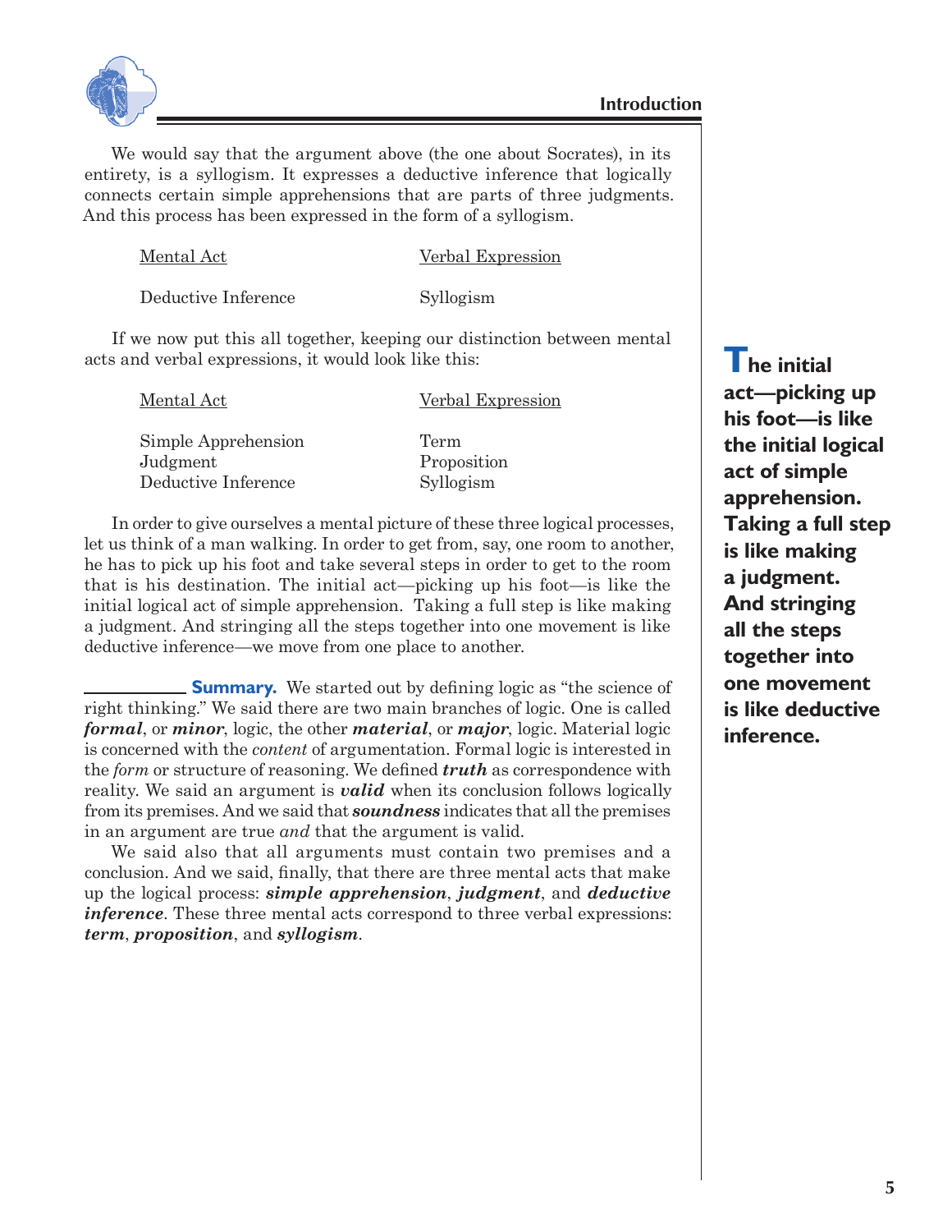We would say that the argument above (the one about Socrates), in its entirety, is a syllogism. It expresses a deductive inference that logically connects certain simple apprehensions that are parts of three judgments. And this process has been expressed in the form of a syllogism.

| Mental Act | Verbal Expression |
|---|---|
| Deductive Inference | Syllogism |

If we now put this all together, keeping our distinction between mental acts and verbal expressions, it would look like this:

| Mental Act | Verbal Expression |
|---|---|
| Simple Apprehension | Term |
| Judgment | Proposition |
| Deductive Inference | Syllogism |

In order to give ourselves a mental picture of these three logical processes, let us think of a man walking. In order to get from, say, one room to another, he has to pick up his foot and take several steps in order to get to the room that is his destination. The initial act—picking up his foot—is like the initial logical act of simple apprehension. Taking a full step is like making a judgment. And stringing all the steps together into one movement is like deductive inference—we move from one place to another.

**The initial act—picking up his foot—is like the initial logical act of simple apprehension. Taking a full step is like making a judgment. And stringing all the steps together into one movement is like deductive inference.**

**Summary.** We started out by defining logic as "the science of right thinking." We said there are two main branches of logic. One is called ***formal***, or ***minor***, logic, the other ***material***, or ***major***, logic. Material logic is concerned with the *content* of argumentation. Formal logic is interested in the *form* or structure of reasoning. We defined ***truth*** as correspondence with reality. We said an argument is ***valid*** when its conclusion follows logically from its premises. And we said that ***soundness*** indicates that all the premises in an argument are true *and* that the argument is valid.

We said also that all arguments must contain two premises and a conclusion. And we said, finally, that there are three mental acts that make up the logical process: ***simple apprehension***, ***judgment***, and ***deductive inference***. These three mental acts correspond to three verbal expressions: ***term***, ***proposition***, and ***syllogism***.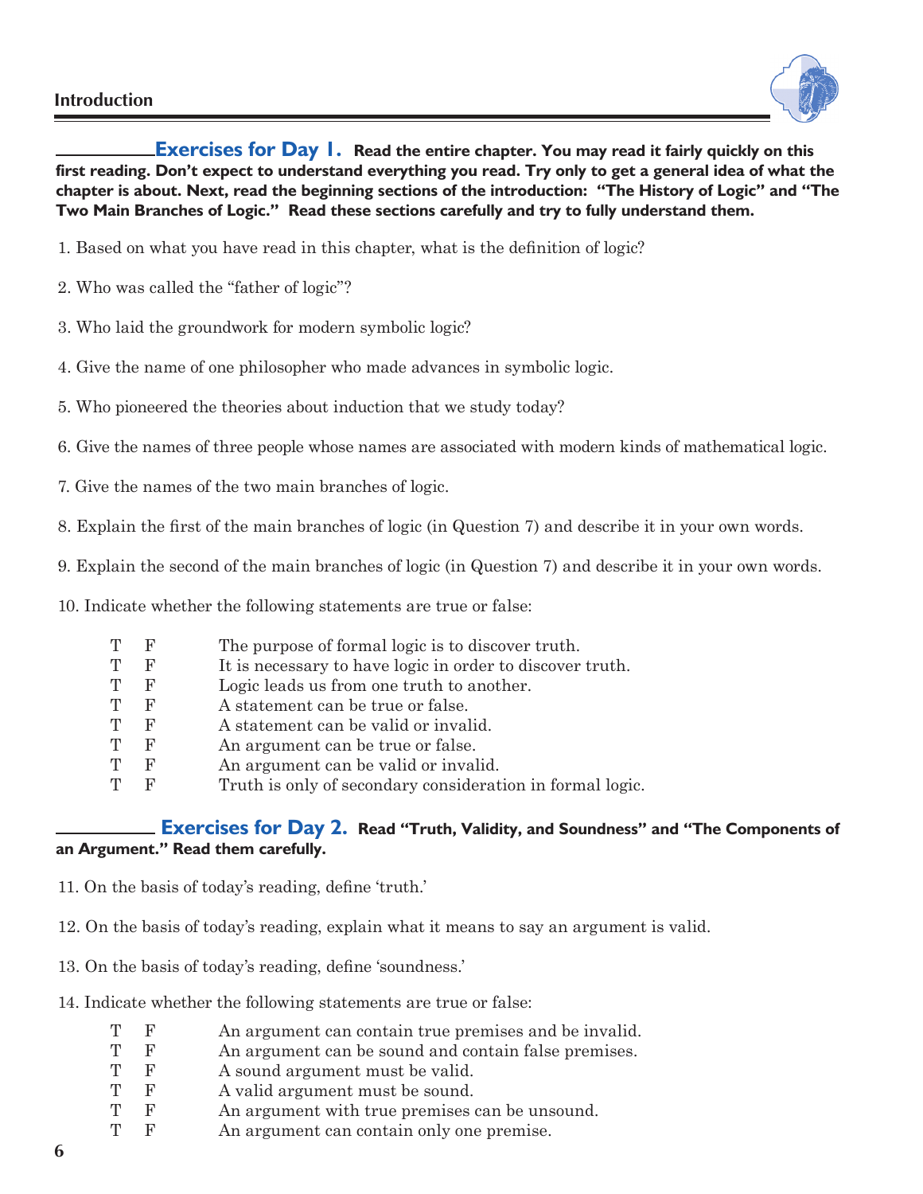**\_\_\_\_\_\_\_\_\_\_\_ Exercises for Day 1.** **Read the entire chapter. You may read it fairly quickly on this first reading. Don't expect to understand everything you read. Try only to get a general idea of what the chapter is about. Next, read the beginning sections of the introduction: "The History of Logic" and "The Two Main Branches of Logic." Read these sections carefully and try to fully understand them.**

1. Based on what you have read in this chapter, what is the definition of logic?

2. Who was called the "father of logic"?

3. Who laid the groundwork for modern symbolic logic?

4. Give the name of one philosopher who made advances in symbolic logic.

5. Who pioneered the theories about induction that we study today?

6. Give the names of three people whose names are associated with modern kinds of mathematical logic.

7. Give the names of the two main branches of logic.

8. Explain the first of the main branches of logic (in Question 7) and describe it in your own words.

9. Explain the second of the main branches of logic (in Question 7) and describe it in your own words.

10. Indicate whether the following statements are true or false:

| | | |
|---|---|---|
| T | F | The purpose of formal logic is to discover truth. |
| T | F | It is necessary to have logic in order to discover truth. |
| T | F | Logic leads us from one truth to another. |
| T | F | A statement can be true or false. |
| T | F | A statement can be valid or invalid. |
| T | F | An argument can be true or false. |
| T | F | An argument can be valid or invalid. |
| T | F | Truth is only of secondary consideration in formal logic. |

**\_\_\_\_\_\_\_\_\_\_\_ Exercises for Day 2.** **Read "Truth, Validity, and Soundness" and "The Components of an Argument." Read them carefully.**

11. On the basis of today's reading, define 'truth.'

12. On the basis of today's reading, explain what it means to say an argument is valid.

13. On the basis of today's reading, define 'soundness.'

14. Indicate whether the following statements are true or false:

| | | |
|---|---|---|
| T | F | An argument can contain true premises and be invalid. |
| T | F | An argument can be sound and contain false premises. |
| T | F | A sound argument must be valid. |
| T | F | A valid argument must be sound. |
| T | F | An argument with true premises can be unsound. |
| T | F | An argument can contain only one premise. |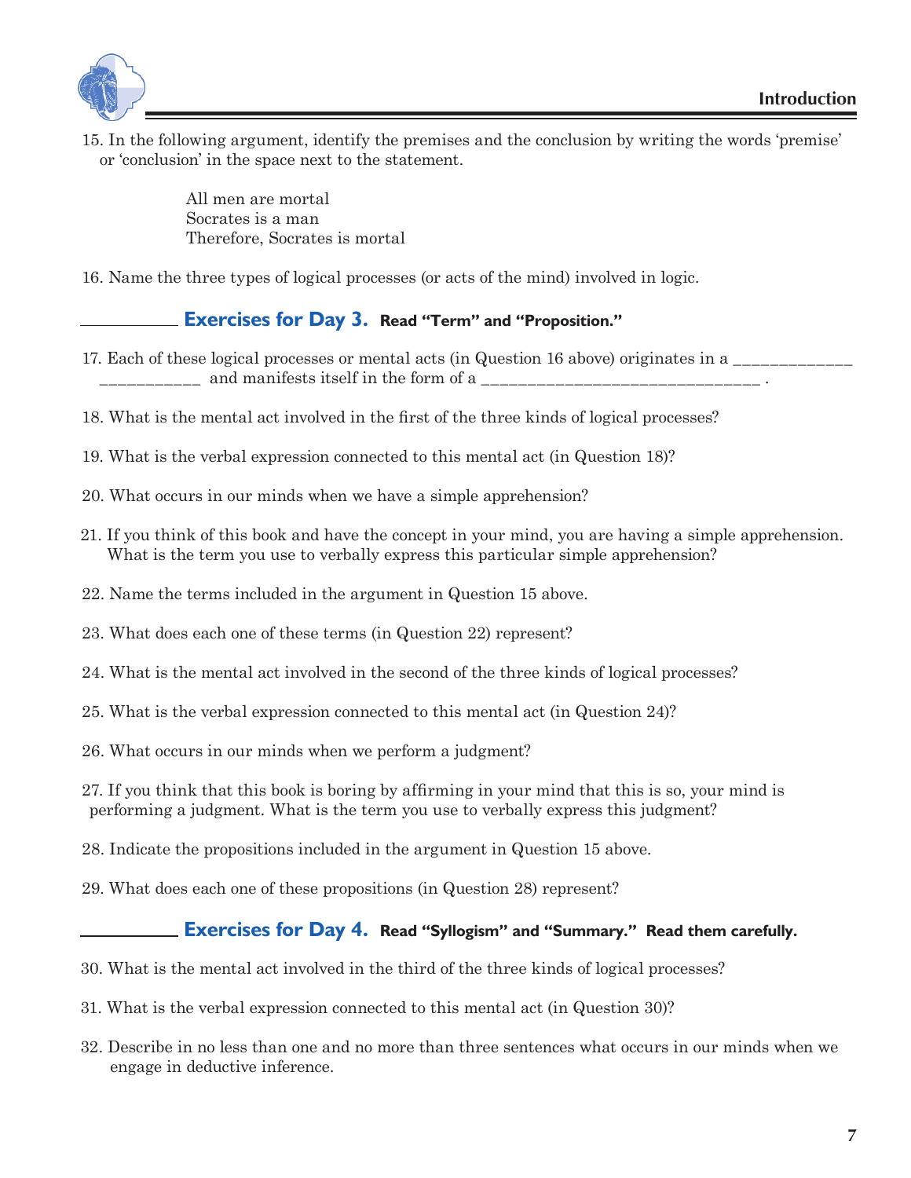15. In the following argument, identify the premises and the conclusion by writing the words 'premise' or 'conclusion' in the space next to the statement.

    All men are mortal
    Socrates is a man
    Therefore, Socrates is mortal

16. Name the three types of logical processes (or acts of the mind) involved in logic.

## ___________ Exercises for Day 3. Read "Term" and "Proposition."

17. Each of these logical processes or mental acts (in Question 16 above) originates in a _____________ ___________ and manifests itself in the form of a ______________________________ .

18. What is the mental act involved in the first of the three kinds of logical processes?

19. What is the verbal expression connected to this mental act (in Question 18)?

20. What occurs in our minds when we have a simple apprehension?

21. If you think of this book and have the concept in your mind, you are having a simple apprehension. What is the term you use to verbally express this particular simple apprehension?

22. Name the terms included in the argument in Question 15 above.

23. What does each one of these terms (in Question 22) represent?

24. What is the mental act involved in the second of the three kinds of logical processes?

25. What is the verbal expression connected to this mental act (in Question 24)?

26. What occurs in our minds when we perform a judgment?

27. If you think that this book is boring by affirming in your mind that this is so, your mind is performing a judgment. What is the term you use to verbally express this judgment?

28. Indicate the propositions included in the argument in Question 15 above.

29. What does each one of these propositions (in Question 28) represent?

## ___________ Exercises for Day 4. Read "Syllogism" and "Summary." Read them carefully.

30. What is the mental act involved in the third of the three kinds of logical processes?

31. What is the verbal expression connected to this mental act (in Question 30)?

32. Describe in no less than one and no more than three sentences what occurs in our minds when we engage in deductive inference.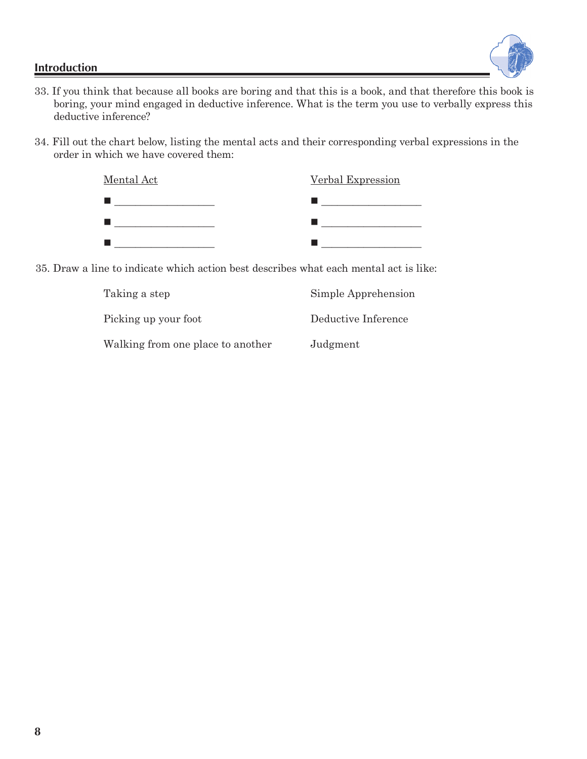33. If you think that because all books are boring and that this is a book, and that therefore this book is boring, your mind engaged in deductive inference. What is the term you use to verbally express this deductive inference?

34. Fill out the chart below, listing the mental acts and their corresponding verbal expressions in the order in which we have covered them:

| Mental Act | Verbal Expression |
|---|---|
| ■ ________________ | ■ ________________ |
| ■ ________________ | ■ ________________ |
| ■ ________________ | ■ ________________ |

35. Draw a line to indicate which action best describes what each mental act is like:

| | |
|---|---|
| Taking a step | Simple Apprehension |
| Picking up your foot | Deductive Inference |
| Walking from one place to another | Judgment |